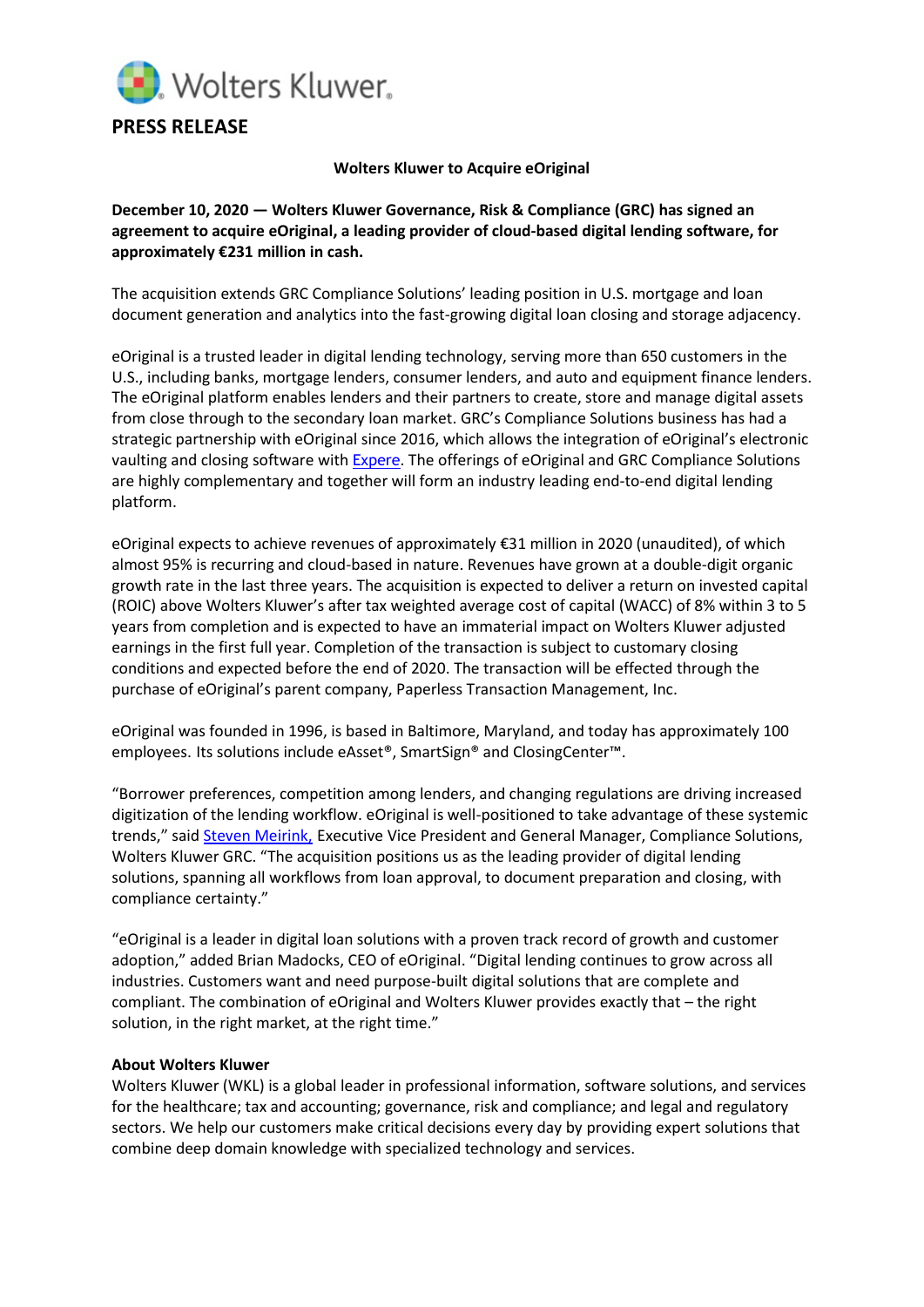Wolters Kluwer.

# PRESS RELEASE

**Wolters Kluwer to Acquire eOriginal**

**December 10, 2020 — Wolters Kluwer Governance, Risk & Compliance (GRC) has signed an agreement to acquire eOriginal, a leading provider of cloud-based digital lending software, for approximately €231 million in cash.**

The acquisition extends GRC Compliance Solutions' leading position in U.S. mortgage and loan document generation and analytics into the fast-growing digital loan closing and storage adjacency.

eOriginal is a trusted leader in digital lending technology, serving more than 650 customers in the U.S., including banks, mortgage lenders, consumer lenders, and auto and equipment finance lenders. The eOriginal platform enables lenders and their partners to create, store and manage digital assets from close through to the secondary loan market. GRC's Compliance Solutions business has had a strategic partnership with eOriginal since 2016, which allows the integration of eOriginal's electronic vaulting and closing software with Expere. The offerings of eOriginal and GRC Compliance Solutions are highly complementary and together will form an industry leading end-to-end digital lending platform.

eOriginal expects to achieve revenues of approximately €31 million in 2020 (unaudited), of which almost 95% is recurring and cloud-based in nature. Revenues have grown at a double-digit organic growth rate in the last three years. The acquisition is expected to deliver a return on invested capital (ROIC) above Wolters Kluwer's after tax weighted average cost of capital (WACC) of 8% within 3 to 5 years from completion and is expected to have an immaterial impact on Wolters Kluwer adjusted earnings in the first full year. Completion of the transaction is subject to customary closing conditions and expected before the end of 2020. The transaction will be effected through the purchase of eOriginal's parent company, Paperless Transaction Management, Inc.

eOriginal was founded in 1996, is based in Baltimore, Maryland, and today has approximately 100 employees. Its solutions include eAsset®, SmartSign® and ClosingCenter™.

"Borrower preferences, competition among lenders, and changing regulations are driving increased digitization of the lending workflow. eOriginal is well-positioned to take advantage of these systemic trends," said Steven Meirink, Executive Vice President and General Manager, Compliance Solutions, Wolters Kluwer GRC. "The acquisition positions us as the leading provider of digital lending solutions, spanning all workflows from loan approval, to document preparation and closing, with compliance certainty."

"eOriginal is a leader in digital loan solutions with a proven track record of growth and customer adoption," added Brian Madocks, CEO of eOriginal. "Digital lending continues to grow across all industries. Customers want and need purpose-built digital solutions that are complete and compliant. The combination of eOriginal and Wolters Kluwer provides exactly that – the right solution, in the right market, at the right time."

**About Wolters Kluwer**

Wolters Kluwer (WKL) is a global leader in professional information, software solutions, and services for the healthcare; tax and accounting; governance, risk and compliance; and legal and regulatory sectors. We help our customers make critical decisions every day by providing expert solutions that combine deep domain knowledge with specialized technology and services.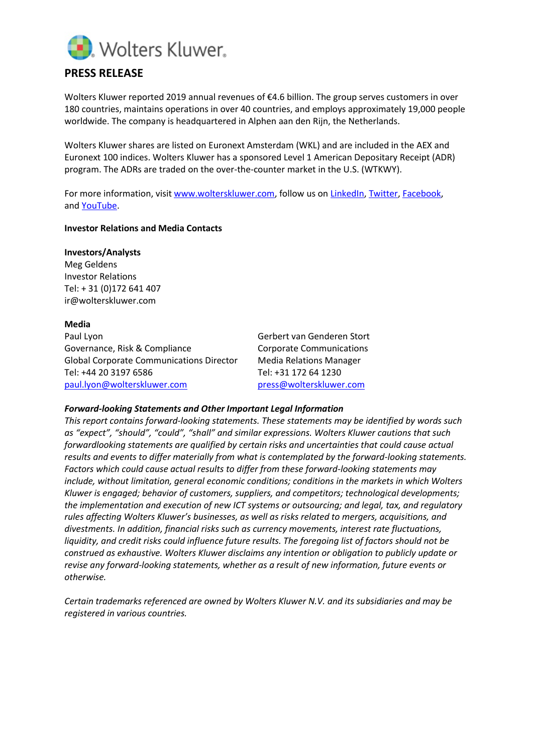Wolters Kluwer.

## PRESS RELEASE

Wolters Kluwer reported 2019 annual revenues of €4.6 billion. The group serves customers in over 180 countries, maintains operations in over 40 countries, and employs approximately 19,000 people worldwide. The company is headquartered in Alphen aan den Rijn, the Netherlands.

Wolters Kluwer shares are listed on Euronext Amsterdam (WKL) and are included in the AEX and Euronext 100 indices. Wolters Kluwer has a sponsored Level 1 American Depositary Receipt (ADR) program. The ADRs are traded on the over-the-counter market in the U.S. (WTKWY).

For more information, visit www.wolterskluwer.com, follow us on LinkedIn, Twitter, Facebook, and YouTube.

**Investor Relations and Media Contacts**

**Investors/Analysts**
Meg Geldens
Investor Relations
Tel: + 31 (0)172 641 407
ir@wolterskluwer.com

**Media**

Paul Lyon
Governance, Risk & Compliance
Global Corporate Communications Director
Tel: +44 20 3197 6586
paul.lyon@wolterskluwer.com

Gerbert van Genderen Stort
Corporate Communications
Media Relations Manager
Tel: +31 172 64 1230
press@wolterskluwer.com

***Forward-looking Statements and Other Important Legal Information***

*This report contains forward-looking statements. These statements may be identified by words such as "expect", "should", "could", "shall" and similar expressions. Wolters Kluwer cautions that such forwardlooking statements are qualified by certain risks and uncertainties that could cause actual results and events to differ materially from what is contemplated by the forward-looking statements. Factors which could cause actual results to differ from these forward-looking statements may include, without limitation, general economic conditions; conditions in the markets in which Wolters Kluwer is engaged; behavior of customers, suppliers, and competitors; technological developments; the implementation and execution of new ICT systems or outsourcing; and legal, tax, and regulatory rules affecting Wolters Kluwer's businesses, as well as risks related to mergers, acquisitions, and divestments. In addition, financial risks such as currency movements, interest rate fluctuations, liquidity, and credit risks could influence future results. The foregoing list of factors should not be construed as exhaustive. Wolters Kluwer disclaims any intention or obligation to publicly update or revise any forward-looking statements, whether as a result of new information, future events or otherwise.*

*Certain trademarks referenced are owned by Wolters Kluwer N.V. and its subsidiaries and may be registered in various countries.*